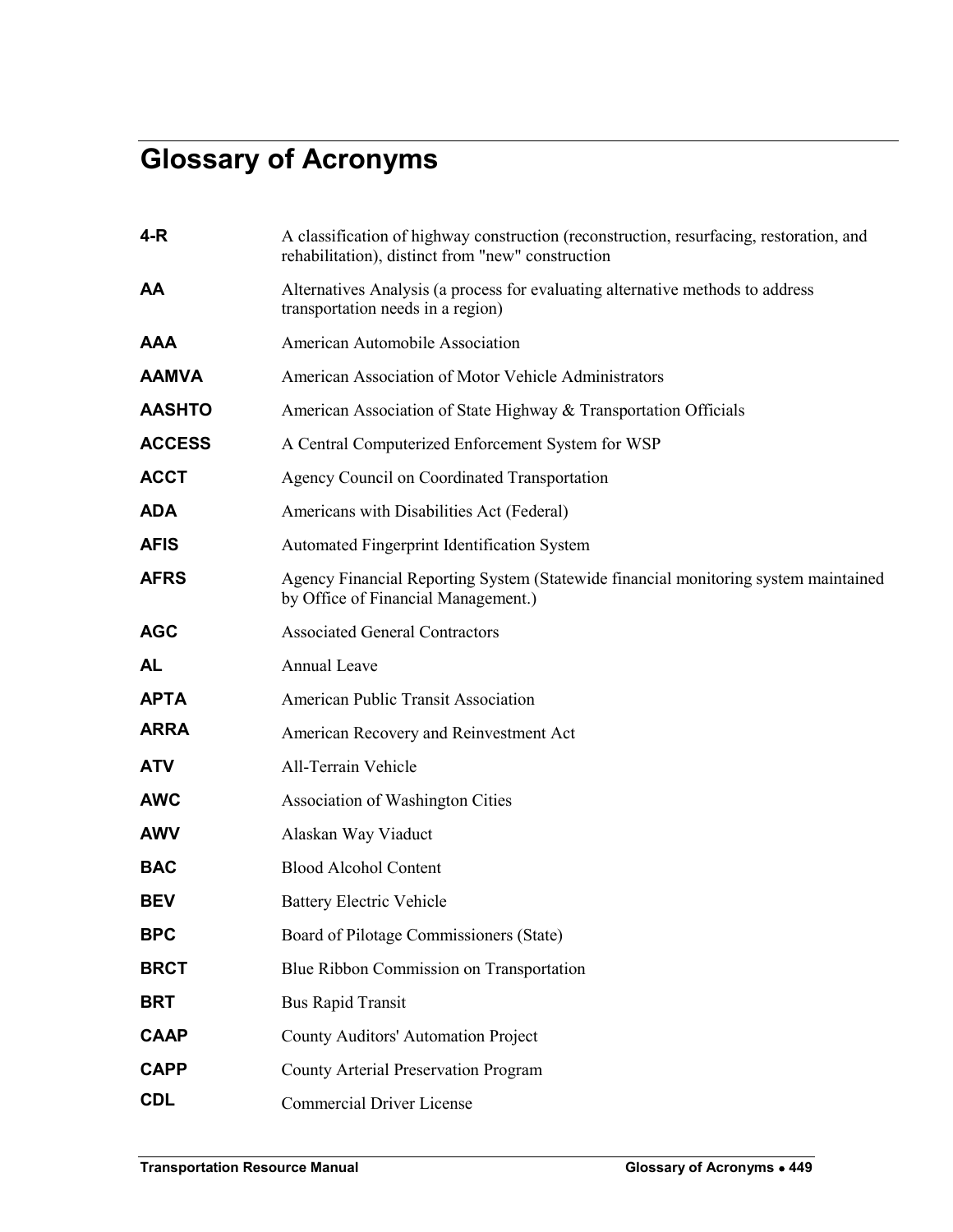# Glossary of Acronyms

| | |
|---|---|
| **4-R** | A classification of highway construction (reconstruction, resurfacing, restoration, and rehabilitation), distinct from "new" construction |
| **AA** | Alternatives Analysis (a process for evaluating alternative methods to address transportation needs in a region) |
| **AAA** | American Automobile Association |
| **AAMVA** | American Association of Motor Vehicle Administrators |
| **AASHTO** | American Association of State Highway & Transportation Officials |
| **ACCESS** | A Central Computerized Enforcement System for WSP |
| **ACCT** | Agency Council on Coordinated Transportation |
| **ADA** | Americans with Disabilities Act (Federal) |
| **AFIS** | Automated Fingerprint Identification System |
| **AFRS** | Agency Financial Reporting System (Statewide financial monitoring system maintained by Office of Financial Management.) |
| **AGC** | Associated General Contractors |
| **AL** | Annual Leave |
| **APTA** | American Public Transit Association |
| **ARRA** | American Recovery and Reinvestment Act |
| **ATV** | All-Terrain Vehicle |
| **AWC** | Association of Washington Cities |
| **AWV** | Alaskan Way Viaduct |
| **BAC** | Blood Alcohol Content |
| **BEV** | Battery Electric Vehicle |
| **BPC** | Board of Pilotage Commissioners (State) |
| **BRCT** | Blue Ribbon Commission on Transportation |
| **BRT** | Bus Rapid Transit |
| **CAAP** | County Auditors' Automation Project |
| **CAPP** | County Arterial Preservation Program |
| **CDL** | Commercial Driver License |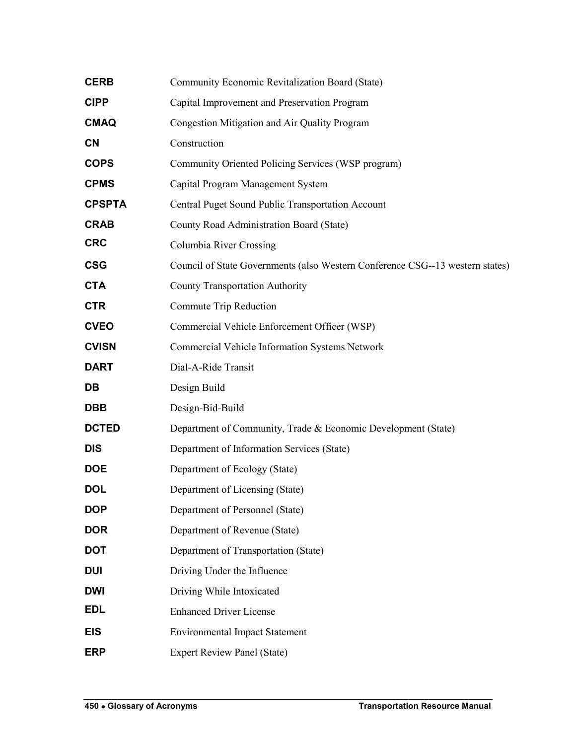| | |
|---|---|
| **CERB** | Community Economic Revitalization Board (State) |
| **CIPP** | Capital Improvement and Preservation Program |
| **CMAQ** | Congestion Mitigation and Air Quality Program |
| **CN** | Construction |
| **COPS** | Community Oriented Policing Services (WSP program) |
| **CPMS** | Capital Program Management System |
| **CPSPTA** | Central Puget Sound Public Transportation Account |
| **CRAB** | County Road Administration Board (State) |
| **CRC** | Columbia River Crossing |
| **CSG** | Council of State Governments (also Western Conference CSG--13 western states) |
| **CTA** | County Transportation Authority |
| **CTR** | Commute Trip Reduction |
| **CVEO** | Commercial Vehicle Enforcement Officer (WSP) |
| **CVISN** | Commercial Vehicle Information Systems Network |
| **DART** | Dial-A-Ride Transit |
| **DB** | Design Build |
| **DBB** | Design-Bid-Build |
| **DCTED** | Department of Community, Trade & Economic Development (State) |
| **DIS** | Department of Information Services (State) |
| **DOE** | Department of Ecology (State) |
| **DOL** | Department of Licensing (State) |
| **DOP** | Department of Personnel (State) |
| **DOR** | Department of Revenue (State) |
| **DOT** | Department of Transportation (State) |
| **DUI** | Driving Under the Influence |
| **DWI** | Driving While Intoxicated |
| **EDL** | Enhanced Driver License |
| **EIS** | Environmental Impact Statement |
| **ERP** | Expert Review Panel (State) |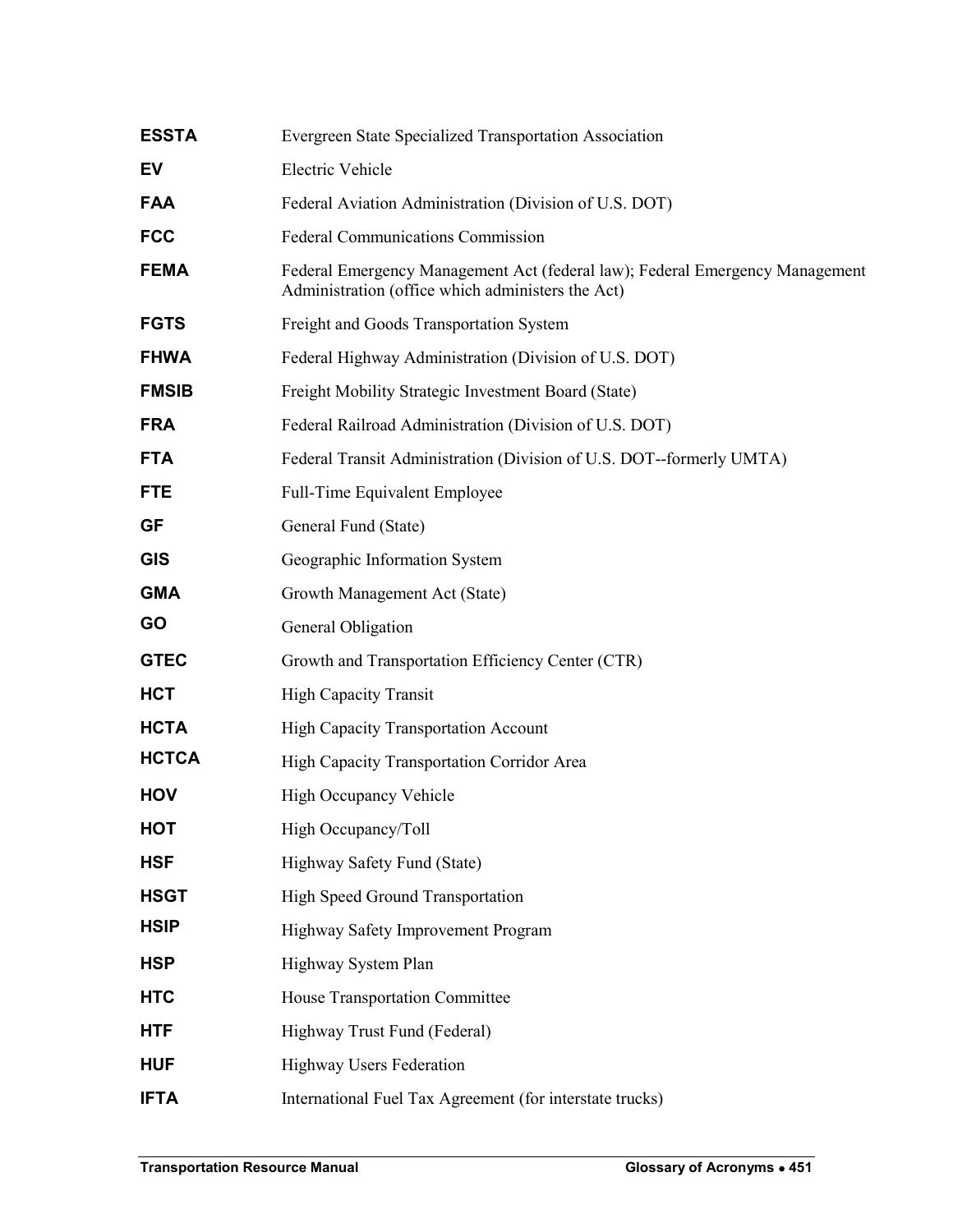| | |
|---|---|
| **ESSTA** | Evergreen State Specialized Transportation Association |
| **EV** | Electric Vehicle |
| **FAA** | Federal Aviation Administration (Division of U.S. DOT) |
| **FCC** | Federal Communications Commission |
| **FEMA** | Federal Emergency Management Act (federal law); Federal Emergency Management Administration (office which administers the Act) |
| **FGTS** | Freight and Goods Transportation System |
| **FHWA** | Federal Highway Administration (Division of U.S. DOT) |
| **FMSIB** | Freight Mobility Strategic Investment Board (State) |
| **FRA** | Federal Railroad Administration (Division of U.S. DOT) |
| **FTA** | Federal Transit Administration (Division of U.S. DOT--formerly UMTA) |
| **FTE** | Full-Time Equivalent Employee |
| **GF** | General Fund (State) |
| **GIS** | Geographic Information System |
| **GMA** | Growth Management Act (State) |
| **GO** | General Obligation |
| **GTEC** | Growth and Transportation Efficiency Center (CTR) |
| **HCT** | High Capacity Transit |
| **HCTA** | High Capacity Transportation Account |
| **HCTCA** | High Capacity Transportation Corridor Area |
| **HOV** | High Occupancy Vehicle |
| **HOT** | High Occupancy/Toll |
| **HSF** | Highway Safety Fund (State) |
| **HSGT** | High Speed Ground Transportation |
| **HSIP** | Highway Safety Improvement Program |
| **HSP** | Highway System Plan |
| **HTC** | House Transportation Committee |
| **HTF** | Highway Trust Fund (Federal) |
| **HUF** | Highway Users Federation |
| **IFTA** | International Fuel Tax Agreement (for interstate trucks) |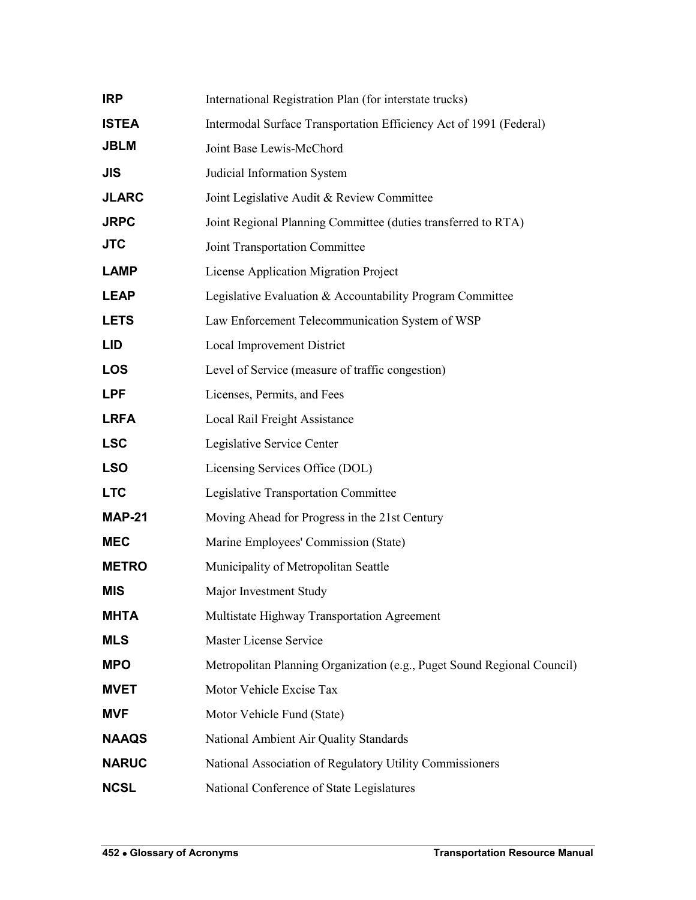| | |
|---|---|
| **IRP** | International Registration Plan (for interstate trucks) |
| **ISTEA** | Intermodal Surface Transportation Efficiency Act of 1991 (Federal) |
| **JBLM** | Joint Base Lewis-McChord |
| **JIS** | Judicial Information System |
| **JLARC** | Joint Legislative Audit & Review Committee |
| **JRPC** | Joint Regional Planning Committee (duties transferred to RTA) |
| **JTC** | Joint Transportation Committee |
| **LAMP** | License Application Migration Project |
| **LEAP** | Legislative Evaluation & Accountability Program Committee |
| **LETS** | Law Enforcement Telecommunication System of WSP |
| **LID** | Local Improvement District |
| **LOS** | Level of Service (measure of traffic congestion) |
| **LPF** | Licenses, Permits, and Fees |
| **LRFA** | Local Rail Freight Assistance |
| **LSC** | Legislative Service Center |
| **LSO** | Licensing Services Office (DOL) |
| **LTC** | Legislative Transportation Committee |
| **MAP-21** | Moving Ahead for Progress in the 21st Century |
| **MEC** | Marine Employees' Commission (State) |
| **METRO** | Municipality of Metropolitan Seattle |
| **MIS** | Major Investment Study |
| **MHTA** | Multistate Highway Transportation Agreement |
| **MLS** | Master License Service |
| **MPO** | Metropolitan Planning Organization (e.g., Puget Sound Regional Council) |
| **MVET** | Motor Vehicle Excise Tax |
| **MVF** | Motor Vehicle Fund (State) |
| **NAAQS** | National Ambient Air Quality Standards |
| **NARUC** | National Association of Regulatory Utility Commissioners |
| **NCSL** | National Conference of State Legislatures |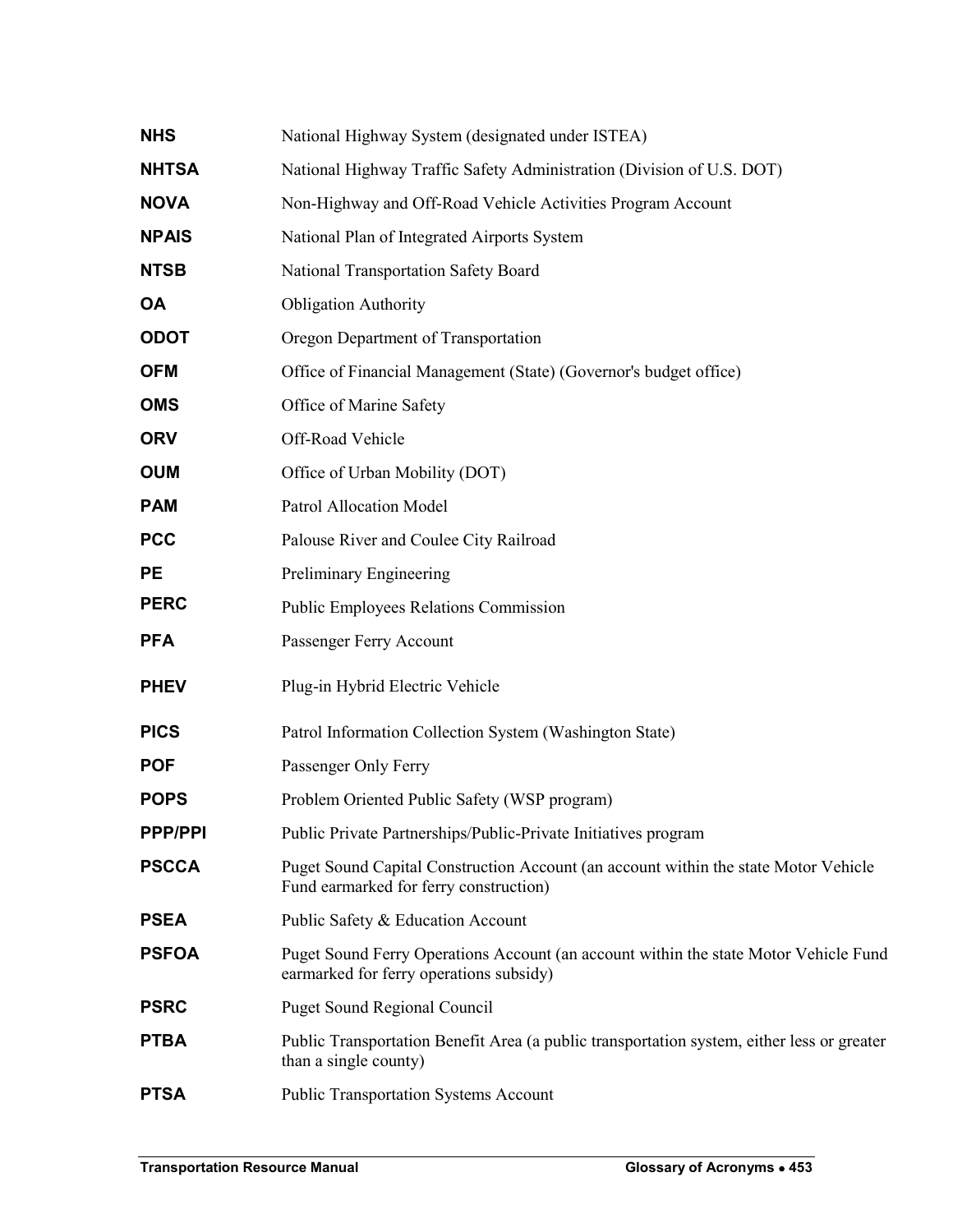| | |
|---|---|
| **NHS** | National Highway System (designated under ISTEA) |
| **NHTSA** | National Highway Traffic Safety Administration (Division of U.S. DOT) |
| **NOVA** | Non-Highway and Off-Road Vehicle Activities Program Account |
| **NPAIS** | National Plan of Integrated Airports System |
| **NTSB** | National Transportation Safety Board |
| **OA** | Obligation Authority |
| **ODOT** | Oregon Department of Transportation |
| **OFM** | Office of Financial Management (State) (Governor's budget office) |
| **OMS** | Office of Marine Safety |
| **ORV** | Off-Road Vehicle |
| **OUM** | Office of Urban Mobility (DOT) |
| **PAM** | Patrol Allocation Model |
| **PCC** | Palouse River and Coulee City Railroad |
| **PE** | Preliminary Engineering |
| **PERC** | Public Employees Relations Commission |
| **PFA** | Passenger Ferry Account |
| **PHEV** | Plug-in Hybrid Electric Vehicle |
| **PICS** | Patrol Information Collection System (Washington State) |
| **POF** | Passenger Only Ferry |
| **POPS** | Problem Oriented Public Safety (WSP program) |
| **PPP/PPI** | Public Private Partnerships/Public-Private Initiatives program |
| **PSCCA** | Puget Sound Capital Construction Account (an account within the state Motor Vehicle Fund earmarked for ferry construction) |
| **PSEA** | Public Safety & Education Account |
| **PSFOA** | Puget Sound Ferry Operations Account (an account within the state Motor Vehicle Fund earmarked for ferry operations subsidy) |
| **PSRC** | Puget Sound Regional Council |
| **PTBA** | Public Transportation Benefit Area (a public transportation system, either less or greater than a single county) |
| **PTSA** | Public Transportation Systems Account |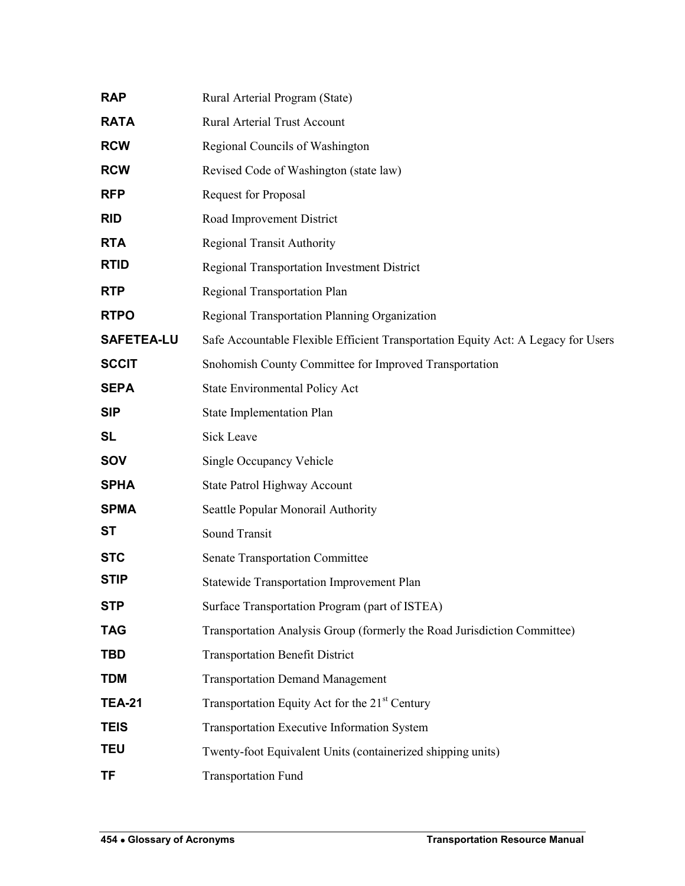| | |
|---|---|
| **RAP** | Rural Arterial Program (State) |
| **RATA** | Rural Arterial Trust Account |
| **RCW** | Regional Councils of Washington |
| **RCW** | Revised Code of Washington (state law) |
| **RFP** | Request for Proposal |
| **RID** | Road Improvement District |
| **RTA** | Regional Transit Authority |
| **RTID** | Regional Transportation Investment District |
| **RTP** | Regional Transportation Plan |
| **RTPO** | Regional Transportation Planning Organization |
| **SAFETEA-LU** | Safe Accountable Flexible Efficient Transportation Equity Act: A Legacy for Users |
| **SCCIT** | Snohomish County Committee for Improved Transportation |
| **SEPA** | State Environmental Policy Act |
| **SIP** | State Implementation Plan |
| **SL** | Sick Leave |
| **SOV** | Single Occupancy Vehicle |
| **SPHA** | State Patrol Highway Account |
| **SPMA** | Seattle Popular Monorail Authority |
| **ST** | Sound Transit |
| **STC** | Senate Transportation Committee |
| **STIP** | Statewide Transportation Improvement Plan |
| **STP** | Surface Transportation Program (part of ISTEA) |
| **TAG** | Transportation Analysis Group (formerly the Road Jurisdiction Committee) |
| **TBD** | Transportation Benefit District |
| **TDM** | Transportation Demand Management |
| **TEA-21** | Transportation Equity Act for the 21st Century |
| **TEIS** | Transportation Executive Information System |
| **TEU** | Twenty-foot Equivalent Units (containerized shipping units) |
| **TF** | Transportation Fund |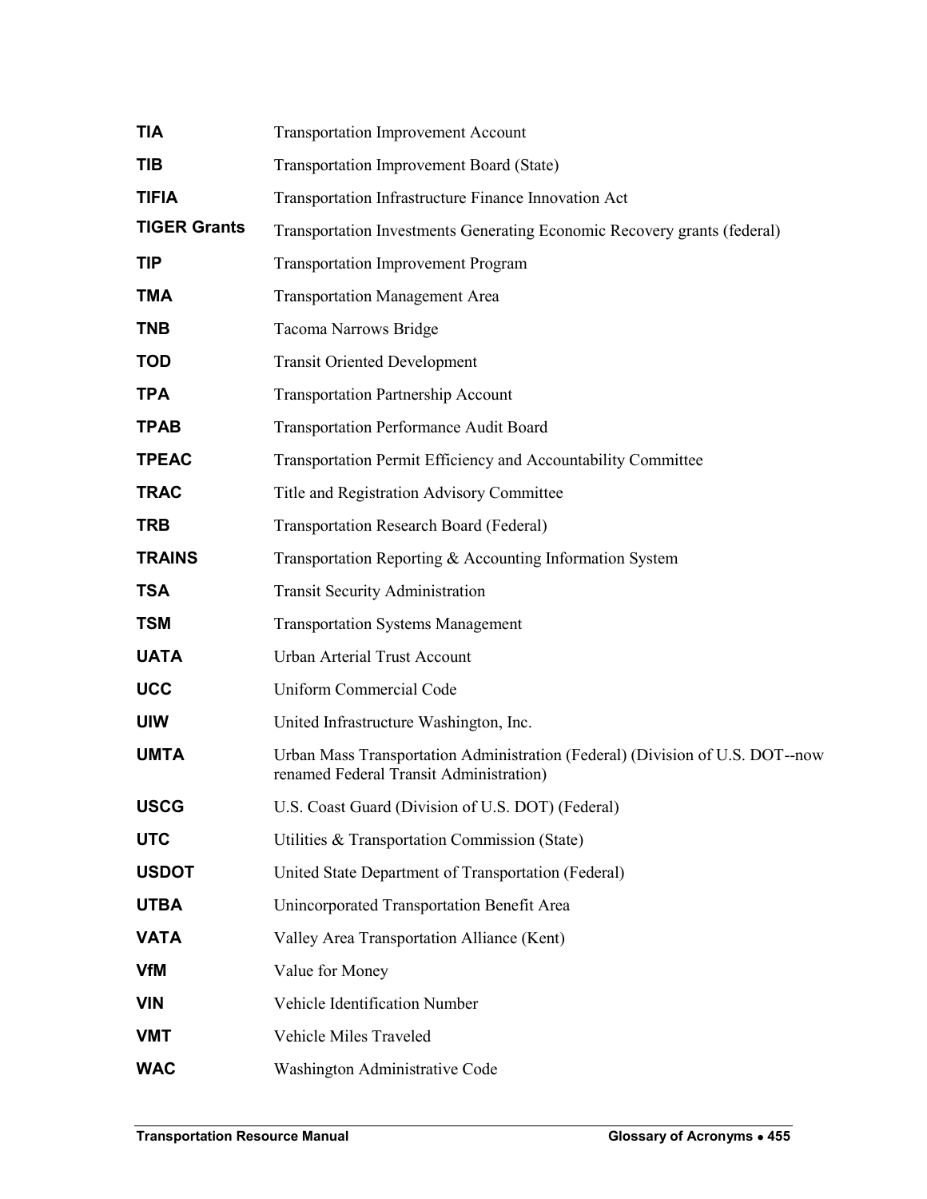| | |
|---|---|
| **TIA** | Transportation Improvement Account |
| **TIB** | Transportation Improvement Board (State) |
| **TIFIA** | Transportation Infrastructure Finance Innovation Act |
| **TIGER Grants** | Transportation Investments Generating Economic Recovery grants (federal) |
| **TIP** | Transportation Improvement Program |
| **TMA** | Transportation Management Area |
| **TNB** | Tacoma Narrows Bridge |
| **TOD** | Transit Oriented Development |
| **TPA** | Transportation Partnership Account |
| **TPAB** | Transportation Performance Audit Board |
| **TPEAC** | Transportation Permit Efficiency and Accountability Committee |
| **TRAC** | Title and Registration Advisory Committee |
| **TRB** | Transportation Research Board (Federal) |
| **TRAINS** | Transportation Reporting & Accounting Information System |
| **TSA** | Transit Security Administration |
| **TSM** | Transportation Systems Management |
| **UATA** | Urban Arterial Trust Account |
| **UCC** | Uniform Commercial Code |
| **UIW** | United Infrastructure Washington, Inc. |
| **UMTA** | Urban Mass Transportation Administration (Federal) (Division of U.S. DOT--now renamed Federal Transit Administration) |
| **USCG** | U.S. Coast Guard (Division of U.S. DOT) (Federal) |
| **UTC** | Utilities & Transportation Commission (State) |
| **USDOT** | United State Department of Transportation (Federal) |
| **UTBA** | Unincorporated Transportation Benefit Area |
| **VATA** | Valley Area Transportation Alliance (Kent) |
| **VfM** | Value for Money |
| **VIN** | Vehicle Identification Number |
| **VMT** | Vehicle Miles Traveled |
| **WAC** | Washington Administrative Code |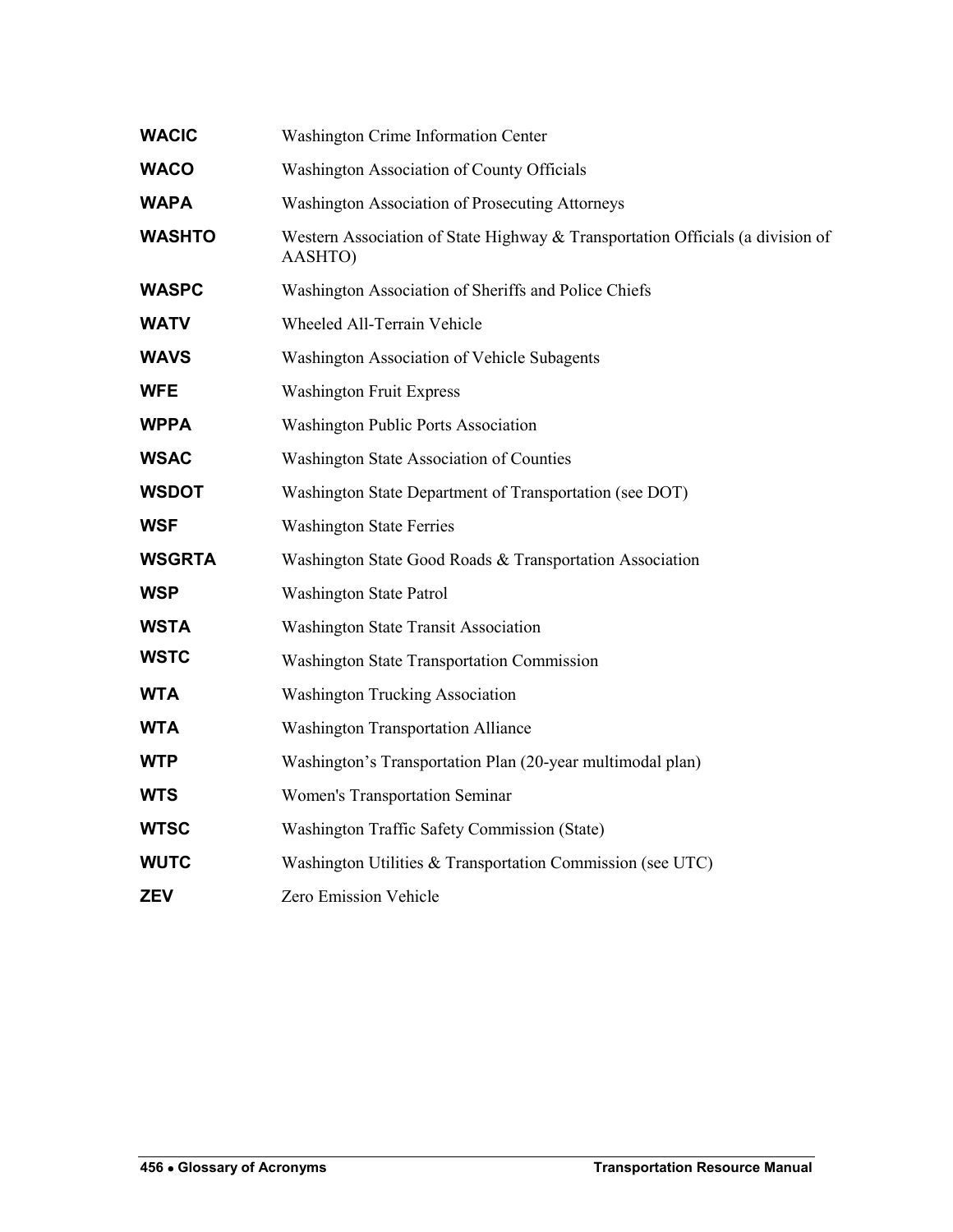| | |
|---|---|
| **WACIC** | Washington Crime Information Center |
| **WACO** | Washington Association of County Officials |
| **WAPA** | Washington Association of Prosecuting Attorneys |
| **WASHTO** | Western Association of State Highway & Transportation Officials (a division of AASHTO) |
| **WASPC** | Washington Association of Sheriffs and Police Chiefs |
| **WATV** | Wheeled All-Terrain Vehicle |
| **WAVS** | Washington Association of Vehicle Subagents |
| **WFE** | Washington Fruit Express |
| **WPPA** | Washington Public Ports Association |
| **WSAC** | Washington State Association of Counties |
| **WSDOT** | Washington State Department of Transportation (see DOT) |
| **WSF** | Washington State Ferries |
| **WSGRTA** | Washington State Good Roads & Transportation Association |
| **WSP** | Washington State Patrol |
| **WSTA** | Washington State Transit Association |
| **WSTC** | Washington State Transportation Commission |
| **WTA** | Washington Trucking Association |
| **WTA** | Washington Transportation Alliance |
| **WTP** | Washington's Transportation Plan (20-year multimodal plan) |
| **WTS** | Women's Transportation Seminar |
| **WTSC** | Washington Traffic Safety Commission (State) |
| **WUTC** | Washington Utilities & Transportation Commission (see UTC) |
| **ZEV** | Zero Emission Vehicle |